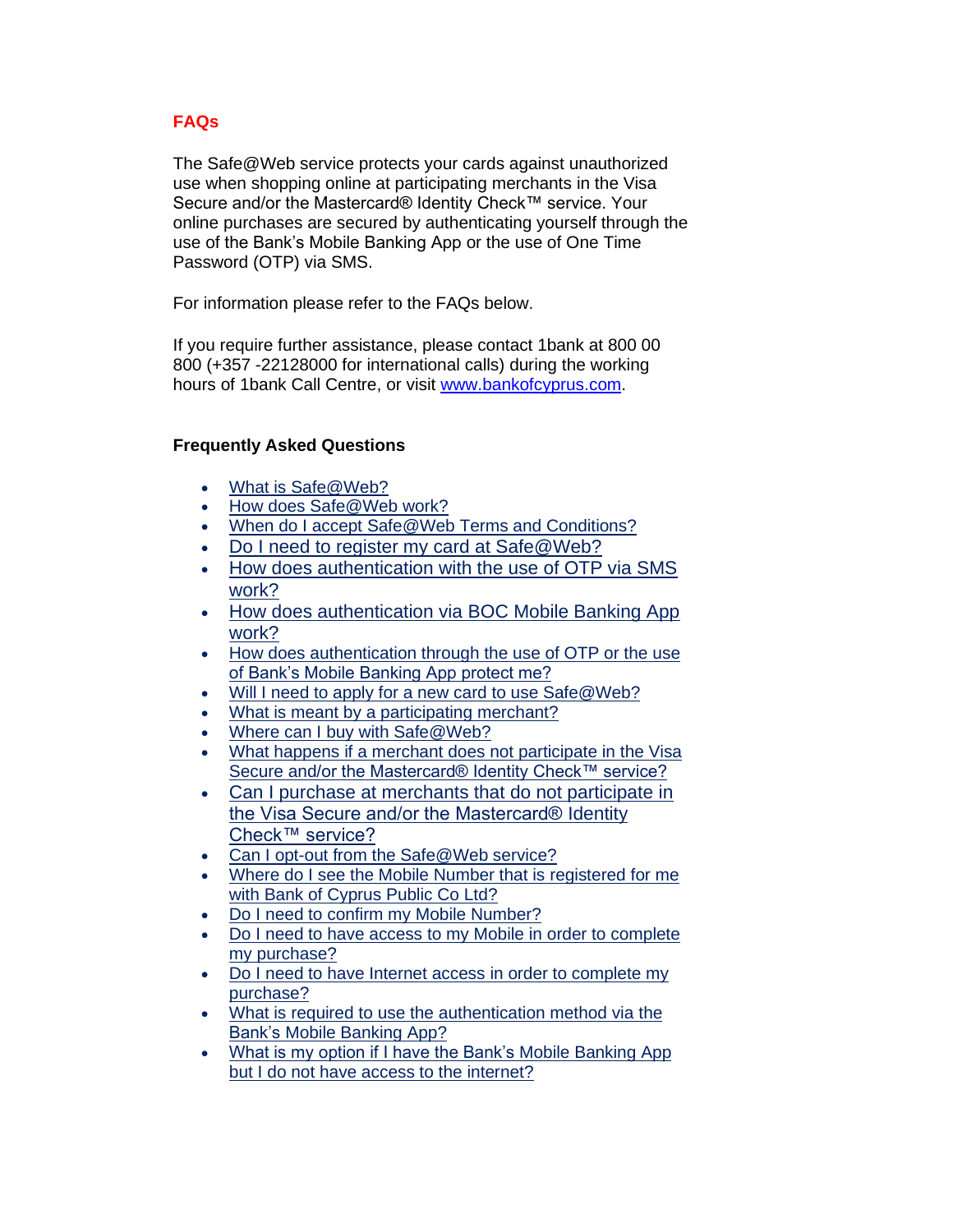## FAQs

The Safe@Web service protects your cards against unauthorized use when shopping online at participating merchants in the Visa Secure and/or the Mastercard® Identity Check™ service. Your online purchases are secured by authenticating yourself through the use of the Bank's Mobile Banking App or the use of One Time Password (OTP) via SMS.

For information please refer to the FAQs below.

If you require further assistance, please contact 1bank at 800 00 800 (+357 -22128000 for international calls) during the working hours of 1bank Call Centre, or visit [www.bankofcyprus.com](http://www.bankofcyprus.com).

### Frequently Asked Questions

- What is Safe@Web?
- How does Safe@Web work?
- When do I accept Safe@Web Terms and Conditions?
- Do I need to register my card at Safe@Web?
- How does authentication with the use of OTP via SMS work?
- How does authentication via BOC Mobile Banking App work?
- How does authentication through the use of OTP or the use of Bank's Mobile Banking App protect me?
- Will I need to apply for a new card to use Safe@Web?
- What is meant by a participating merchant?
- Where can I buy with Safe@Web?
- What happens if a merchant does not participate in the Visa Secure and/or the Mastercard® Identity Check™ service?
- Can I purchase at merchants that do not participate in the Visa Secure and/or the Mastercard® Identity Check™ service?
- Can I opt-out from the Safe@Web service?
- Where do I see the Mobile Number that is registered for me with Bank of Cyprus Public Co Ltd?
- Do I need to confirm my Mobile Number?
- Do I need to have access to my Mobile in order to complete my purchase?
- Do I need to have Internet access in order to complete my purchase?
- What is required to use the authentication method via the Bank's Mobile Banking App?
- What is my option if I have the Bank's Mobile Banking App but I do not have access to the internet?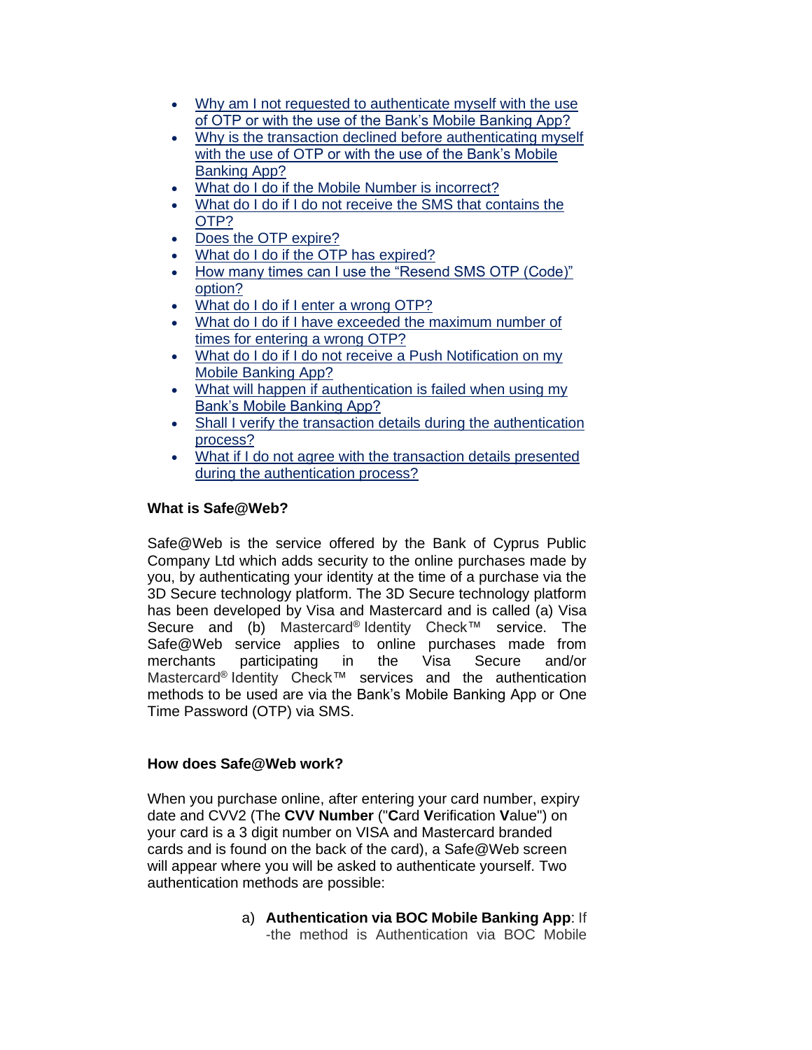- Why am I not requested to authenticate myself with the use of OTP or with the use of the Bank's Mobile Banking App?
- Why is the transaction declined before authenticating myself with the use of OTP or with the use of the Bank's Mobile Banking App?
- What do I do if the Mobile Number is incorrect?
- What do I do if I do not receive the SMS that contains the OTP?
- Does the OTP expire?
- What do I do if the OTP has expired?
- How many times can I use the "Resend SMS OTP (Code)" option?
- What do I do if I enter a wrong OTP?
- What do I do if I have exceeded the maximum number of times for entering a wrong OTP?
- What do I do if I do not receive a Push Notification on my Mobile Banking App?
- What will happen if authentication is failed when using my Bank's Mobile Banking App?
- Shall I verify the transaction details during the authentication process?
- What if I do not agree with the transaction details presented during the authentication process?

**What is Safe@Web?**

Safe@Web is the service offered by the Bank of Cyprus Public Company Ltd which adds security to the online purchases made by you, by authenticating your identity at the time of a purchase via the 3D Secure technology platform. The 3D Secure technology platform has been developed by Visa and Mastercard and is called (a) Visa Secure and (b) Mastercard® Identity Check™ service. The Safe@Web service applies to online purchases made from merchants participating in the Visa Secure and/or Mastercard® Identity Check™ services and the authentication methods to be used are via the Bank's Mobile Banking App or One Time Password (OTP) via SMS.

**How does Safe@Web work?**

When you purchase online, after entering your card number, expiry date and CVV2 (The **CVV Number** ("**C**ard **V**erification **V**alue") on your card is a 3 digit number on VISA and Mastercard branded cards and is found on the back of the card), a Safe@Web screen will appear where you will be asked to authenticate yourself. Two authentication methods are possible:

a) **Authentication via BOC Mobile Banking App**: If -the method is Authentication via BOC Mobile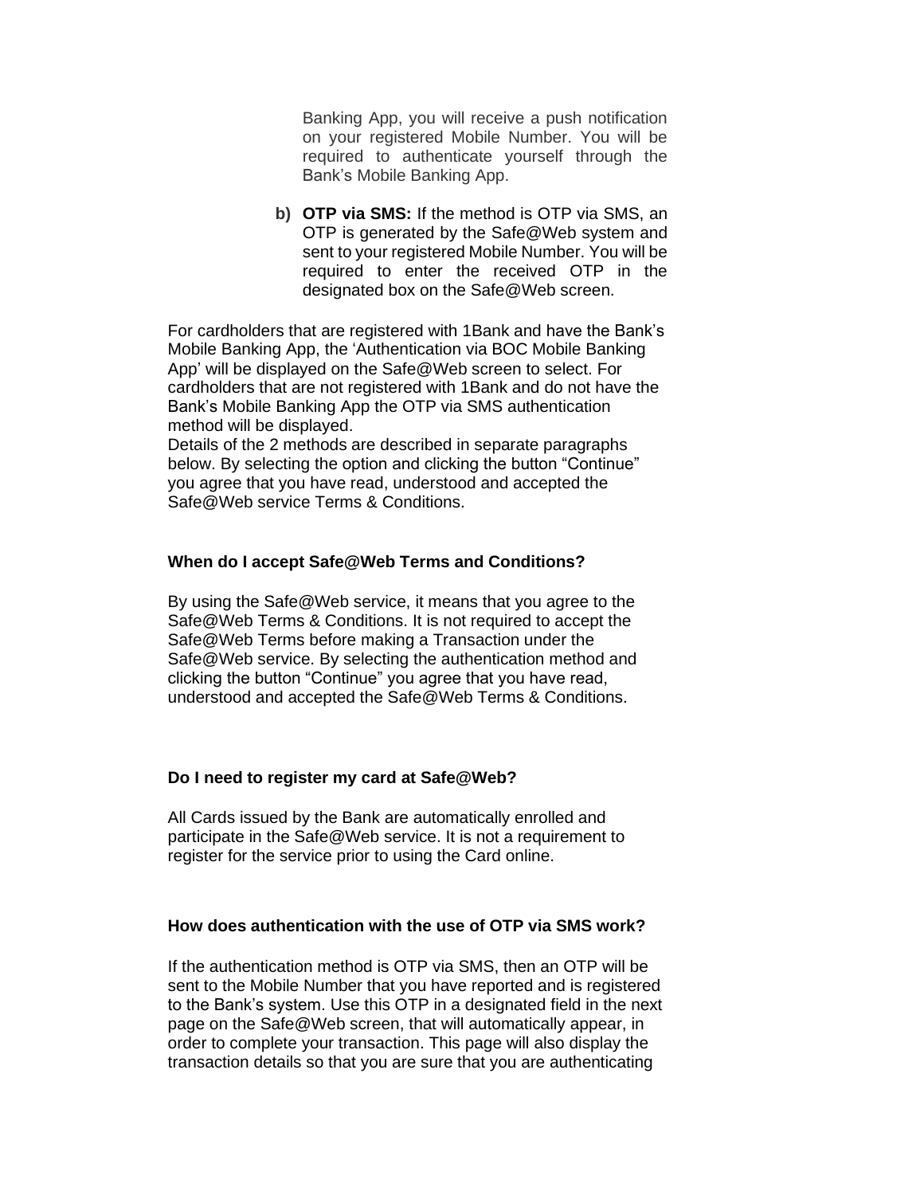Banking App, you will receive a push notification on your registered Mobile Number. You will be required to authenticate yourself through the Bank's Mobile Banking App.

b) **OTP via SMS:** If the method is OTP via SMS, an OTP is generated by the Safe@Web system and sent to your registered Mobile Number. You will be required to enter the received OTP in the designated box on the Safe@Web screen.

For cardholders that are registered with 1Bank and have the Bank's Mobile Banking App, the 'Authentication via BOC Mobile Banking App' will be displayed on the Safe@Web screen to select. For cardholders that are not registered with 1Bank and do not have the Bank's Mobile Banking App the OTP via SMS authentication method will be displayed.
Details of the 2 methods are described in separate paragraphs below. By selecting the option and clicking the button "Continue" you agree that you have read, understood and accepted the Safe@Web service Terms & Conditions.

**When do I accept Safe@Web Terms and Conditions?**

By using the Safe@Web service, it means that you agree to the Safe@Web Terms & Conditions. It is not required to accept the Safe@Web Terms before making a Transaction under the Safe@Web service. By selecting the authentication method and clicking the button "Continue" you agree that you have read, understood and accepted the Safe@Web Terms & Conditions.

**Do I need to register my card at Safe@Web?**

All Cards issued by the Bank are automatically enrolled and participate in the Safe@Web service. It is not a requirement to register for the service prior to using the Card online.

**How does authentication with the use of OTP via SMS work?**

If the authentication method is OTP via SMS, then an OTP will be sent to the Mobile Number that you have reported and is registered to the Bank's system. Use this OTP in a designated field in the next page on the Safe@Web screen, that will automatically appear, in order to complete your transaction. This page will also display the transaction details so that you are sure that you are authenticating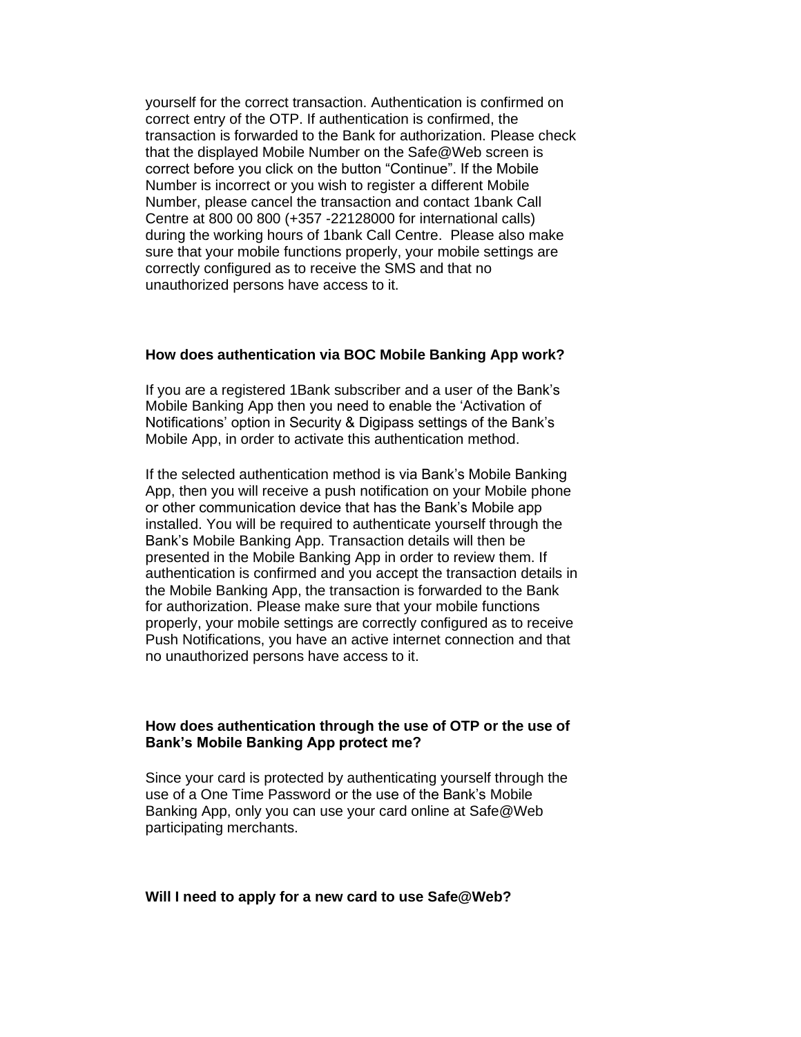yourself for the correct transaction. Authentication is confirmed on correct entry of the OTP. If authentication is confirmed, the transaction is forwarded to the Bank for authorization. Please check that the displayed Mobile Number on the Safe@Web screen is correct before you click on the button "Continue". If the Mobile Number is incorrect or you wish to register a different Mobile Number, please cancel the transaction and contact 1bank Call Centre at 800 00 800 (+357 -22128000 for international calls) during the working hours of 1bank Call Centre. Please also make sure that your mobile functions properly, your mobile settings are correctly configured as to receive the SMS and that no unauthorized persons have access to it.

**How does authentication via BOC Mobile Banking App work?**

If you are a registered 1Bank subscriber and a user of the Bank's Mobile Banking App then you need to enable the 'Activation of Notifications' option in Security & Digipass settings of the Bank's Mobile App, in order to activate this authentication method.

If the selected authentication method is via Bank's Mobile Banking App, then you will receive a push notification on your Mobile phone or other communication device that has the Bank's Mobile app installed. You will be required to authenticate yourself through the Bank's Mobile Banking App. Transaction details will then be presented in the Mobile Banking App in order to review them. If authentication is confirmed and you accept the transaction details in the Mobile Banking App, the transaction is forwarded to the Bank for authorization. Please make sure that your mobile functions properly, your mobile settings are correctly configured as to receive Push Notifications, you have an active internet connection and that no unauthorized persons have access to it.

**How does authentication through the use of OTP or the use of Bank's Mobile Banking App protect me?**

Since your card is protected by authenticating yourself through the use of a One Time Password or the use of the Bank's Mobile Banking App, only you can use your card online at Safe@Web participating merchants.

**Will I need to apply for a new card to use Safe@Web?**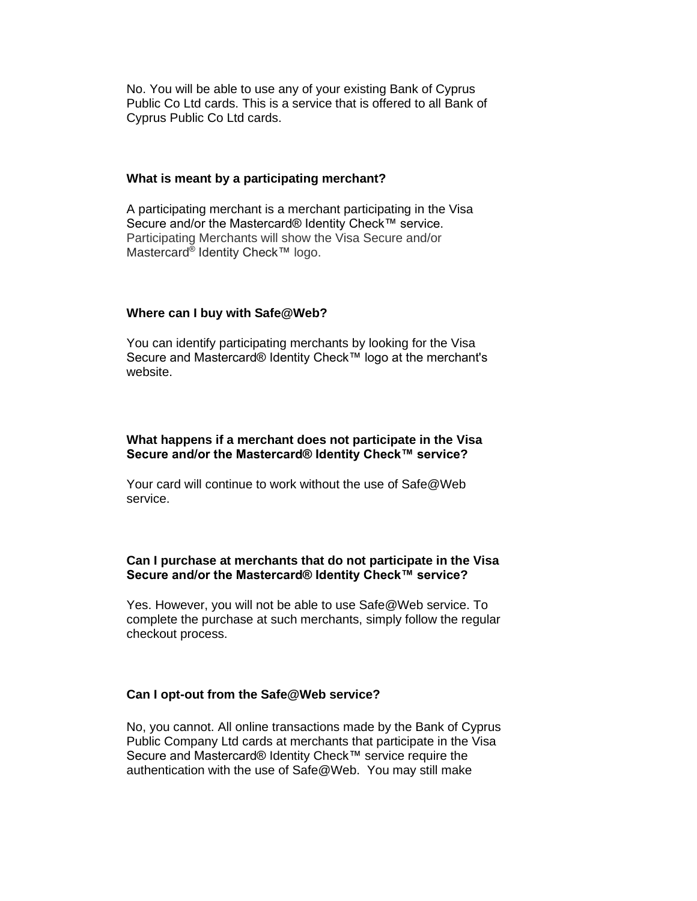No. You will be able to use any of your existing Bank of Cyprus Public Co Ltd cards. This is a service that is offered to all Bank of Cyprus Public Co Ltd cards.

**What is meant by a participating merchant?**

A participating merchant is a merchant participating in the Visa Secure and/or the Mastercard® Identity Check™ service. Participating Merchants will show the Visa Secure and/or Mastercard® Identity Check™ logo.

**Where can I buy with Safe@Web?**

You can identify participating merchants by looking for the Visa Secure and Mastercard® Identity Check™ logo at the merchant's website.

**What happens if a merchant does not participate in the Visa Secure and/or the Mastercard® Identity Check™ service?**

Your card will continue to work without the use of Safe@Web service.

**Can I purchase at merchants that do not participate in the Visa Secure and/or the Mastercard® Identity Check™ service?**

Yes. However, you will not be able to use Safe@Web service. To complete the purchase at such merchants, simply follow the regular checkout process.

**Can I opt-out from the Safe@Web service?**

No, you cannot. All online transactions made by the Bank of Cyprus Public Company Ltd cards at merchants that participate in the Visa Secure and Mastercard® Identity Check™ service require the authentication with the use of Safe@Web. You may still make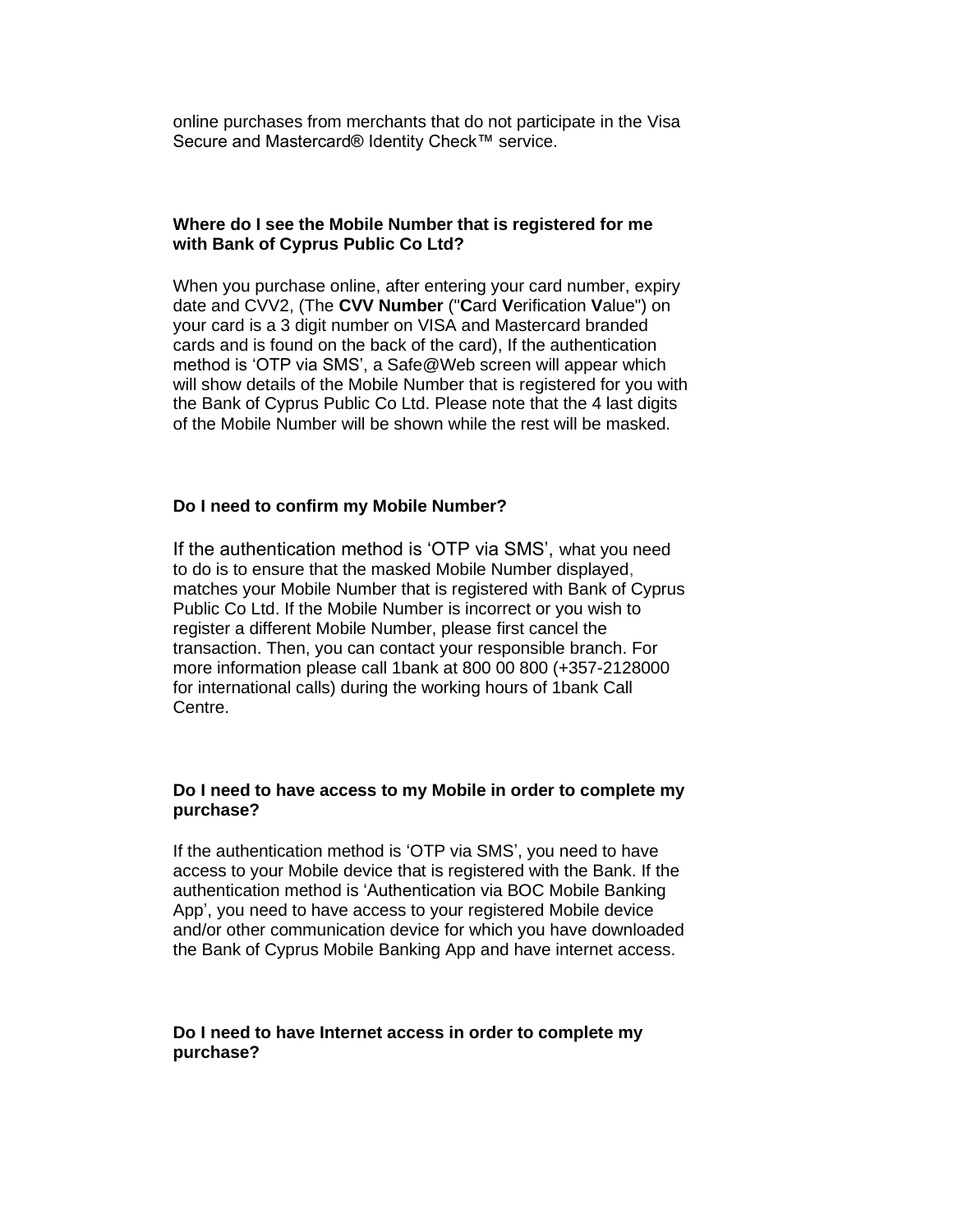online purchases from merchants that do not participate in the Visa Secure and Mastercard® Identity Check™ service.

**Where do I see the Mobile Number that is registered for me with Bank of Cyprus Public Co Ltd?**

When you purchase online, after entering your card number, expiry date and CVV2, (The **CVV Number** ("**C**ard **V**erification **V**alue") on your card is a 3 digit number on VISA and Mastercard branded cards and is found on the back of the card), If the authentication method is 'OTP via SMS', a Safe@Web screen will appear which will show details of the Mobile Number that is registered for you with the Bank of Cyprus Public Co Ltd. Please note that the 4 last digits of the Mobile Number will be shown while the rest will be masked.

**Do I need to confirm my Mobile Number?**

If the authentication method is 'OTP via SMS', what you need to do is to ensure that the masked Mobile Number displayed, matches your Mobile Number that is registered with Bank of Cyprus Public Co Ltd. If the Mobile Number is incorrect or you wish to register a different Mobile Number, please first cancel the transaction. Then, you can contact your responsible branch. For more information please call 1bank at 800 00 800 (+357-2128000 for international calls) during the working hours of 1bank Call Centre.

**Do I need to have access to my Mobile in order to complete my purchase?**

If the authentication method is 'OTP via SMS', you need to have access to your Mobile device that is registered with the Bank. If the authentication method is 'Authentication via BOC Mobile Banking App', you need to have access to your registered Mobile device and/or other communication device for which you have downloaded the Bank of Cyprus Mobile Banking App and have internet access.

**Do I need to have Internet access in order to complete my purchase?**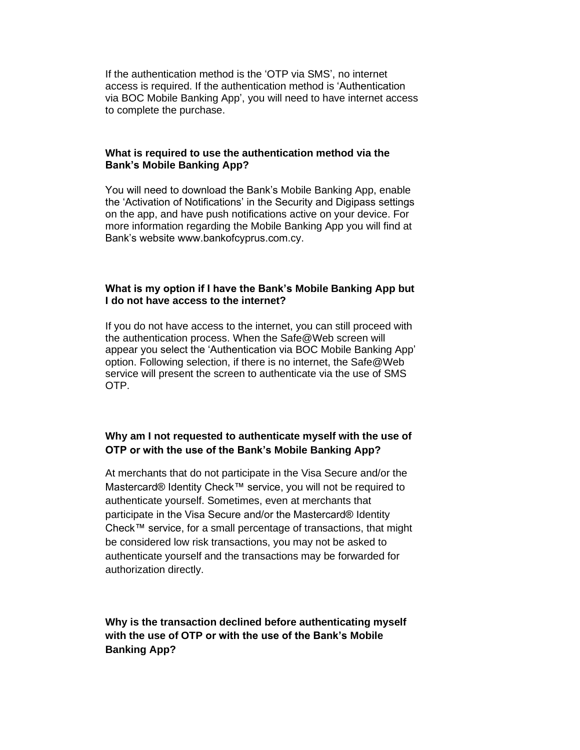If the authentication method is the ‘OTP via SMS’, no internet access is required. If the authentication method is ‘Authentication via BOC Mobile Banking App’, you will need to have internet access to complete the purchase.

**What is required to use the authentication method via the Bank’s Mobile Banking App?**

You will need to download the Bank’s Mobile Banking App, enable the ‘Activation of Notifications’ in the Security and Digipass settings on the app, and have push notifications active on your device. For more information regarding the Mobile Banking App you will find at Bank’s website www.bankofcyprus.com.cy.

**What is my option if I have the Bank’s Mobile Banking App but I do not have access to the internet?**

If you do not have access to the internet, you can still proceed with the authentication process. When the Safe@Web screen will appear you select the ‘Authentication via BOC Mobile Banking App’ option. Following selection, if there is no internet, the Safe@Web service will present the screen to authenticate via the use of SMS OTP.

**Why am I not requested to authenticate myself with the use of OTP or with the use of the Bank’s Mobile Banking App?**

At merchants that do not participate in the Visa Secure and/or the Mastercard® Identity Check™ service, you will not be required to authenticate yourself. Sometimes, even at merchants that participate in the Visa Secure and/or the Mastercard® Identity Check™ service, for a small percentage of transactions, that might be considered low risk transactions, you may not be asked to authenticate yourself and the transactions may be forwarded for authorization directly.

**Why is the transaction declined before authenticating myself with the use of OTP or with the use of the Bank’s Mobile Banking App?**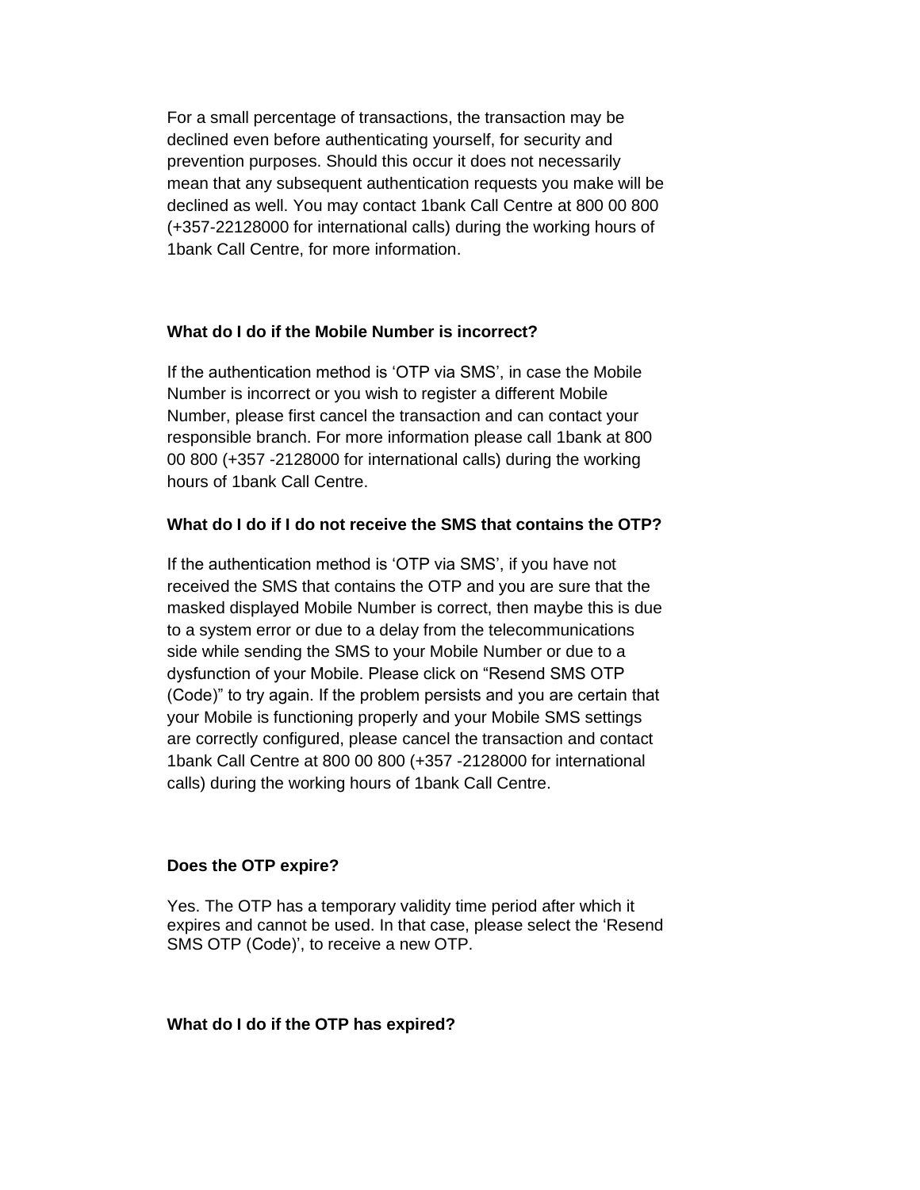For a small percentage of transactions, the transaction may be declined even before authenticating yourself, for security and prevention purposes. Should this occur it does not necessarily mean that any subsequent authentication requests you make will be declined as well. You may contact 1bank Call Centre at 800 00 800 (+357-22128000 for international calls) during the working hours of 1bank Call Centre, for more information.

**What do I do if the Mobile Number is incorrect?**

If the authentication method is 'OTP via SMS', in case the Mobile Number is incorrect or you wish to register a different Mobile Number, please first cancel the transaction and can contact your responsible branch. For more information please call 1bank at 800 00 800 (+357 -2128000 for international calls) during the working hours of 1bank Call Centre.

**What do I do if I do not receive the SMS that contains the OTP?**

If the authentication method is 'OTP via SMS', if you have not received the SMS that contains the OTP and you are sure that the masked displayed Mobile Number is correct, then maybe this is due to a system error or due to a delay from the telecommunications side while sending the SMS to your Mobile Number or due to a dysfunction of your Mobile. Please click on "Resend SMS OTP (Code)" to try again. If the problem persists and you are certain that your Mobile is functioning properly and your Mobile SMS settings are correctly configured, please cancel the transaction and contact 1bank Call Centre at 800 00 800 (+357 -2128000 for international calls) during the working hours of 1bank Call Centre.

**Does the OTP expire?**

Yes. The OTP has a temporary validity time period after which it expires and cannot be used. In that case, please select the 'Resend SMS OTP (Code)', to receive a new OTP.

**What do I do if the OTP has expired?**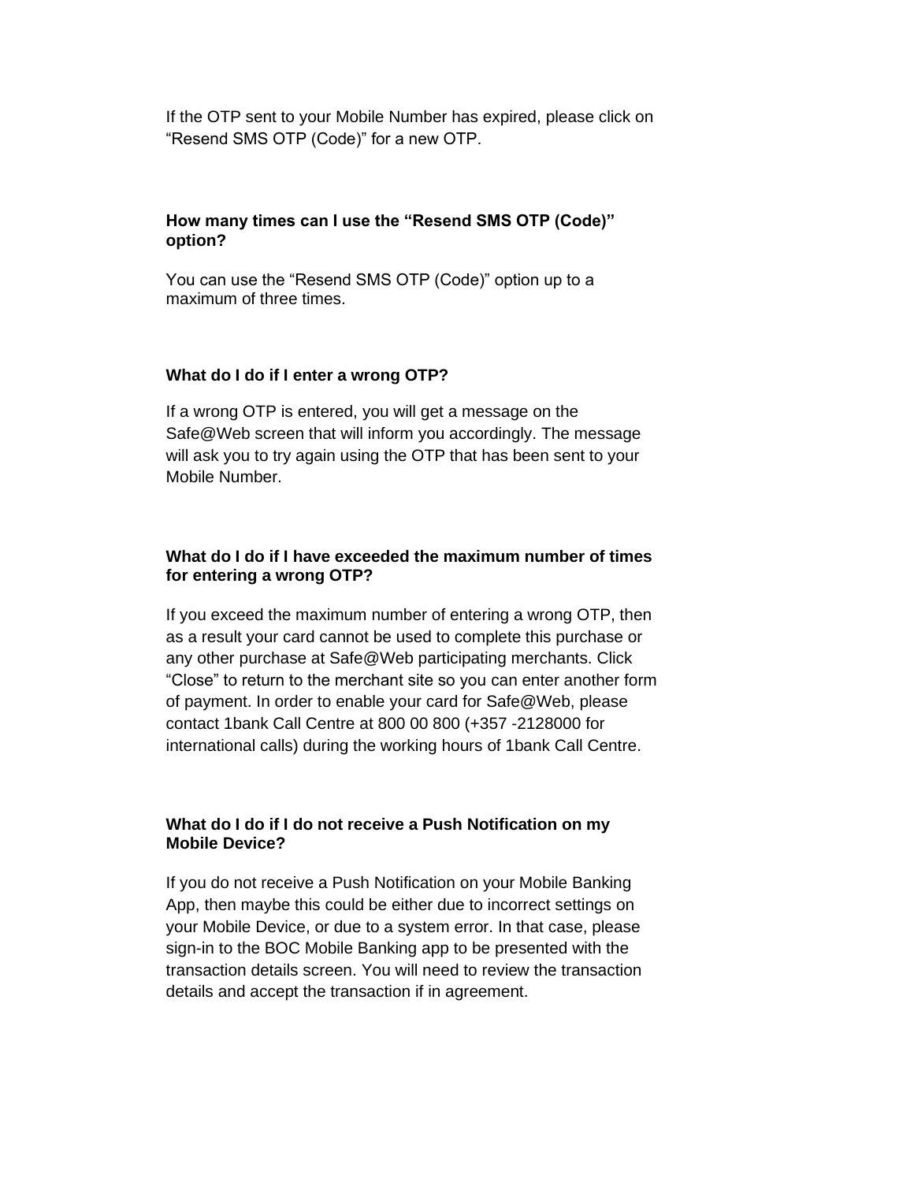If the OTP sent to your Mobile Number has expired, please click on “Resend SMS OTP (Code)” for a new OTP.

**How many times can I use the “Resend SMS OTP (Code)” option?**

You can use the “Resend SMS OTP (Code)” option up to a maximum of three times.

**What do I do if I enter a wrong OTP?**

If a wrong OTP is entered, you will get a message on the Safe@Web screen that will inform you accordingly. The message will ask you to try again using the OTP that has been sent to your Mobile Number.

**What do I do if I have exceeded the maximum number of times for entering a wrong OTP?**

If you exceed the maximum number of entering a wrong OTP, then as a result your card cannot be used to complete this purchase or any other purchase at Safe@Web participating merchants. Click “Close” to return to the merchant site so you can enter another form of payment. In order to enable your card for Safe@Web, please contact 1bank Call Centre at 800 00 800 (+357 -2128000 for international calls) during the working hours of 1bank Call Centre.

**What do I do if I do not receive a Push Notification on my Mobile Device?**

If you do not receive a Push Notification on your Mobile Banking App, then maybe this could be either due to incorrect settings on your Mobile Device, or due to a system error. In that case, please sign-in to the BOC Mobile Banking app to be presented with the transaction details screen. You will need to review the transaction details and accept the transaction if in agreement.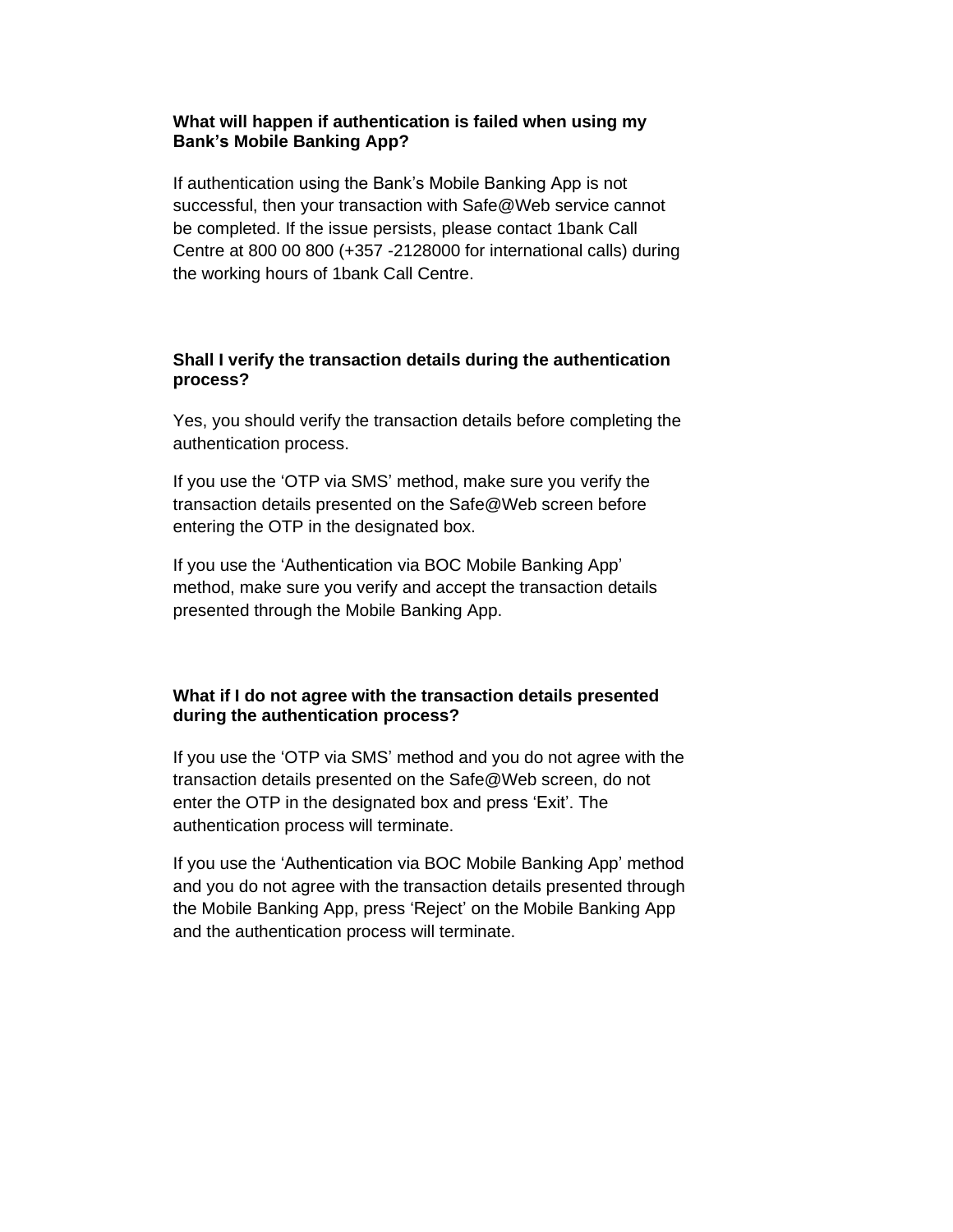**What will happen if authentication is failed when using my Bank's Mobile Banking App?**

If authentication using the Bank's Mobile Banking App is not successful, then your transaction with Safe@Web service cannot be completed. If the issue persists, please contact 1bank Call Centre at 800 00 800 (+357 -2128000 for international calls) during the working hours of 1bank Call Centre.

**Shall I verify the transaction details during the authentication process?**

Yes, you should verify the transaction details before completing the authentication process.

If you use the 'OTP via SMS' method, make sure you verify the transaction details presented on the Safe@Web screen before entering the OTP in the designated box.

If you use the 'Authentication via BOC Mobile Banking App' method, make sure you verify and accept the transaction details presented through the Mobile Banking App.

**What if I do not agree with the transaction details presented during the authentication process?**

If you use the 'OTP via SMS' method and you do not agree with the transaction details presented on the Safe@Web screen, do not enter the OTP in the designated box and press 'Exit'. The authentication process will terminate.

If you use the 'Authentication via BOC Mobile Banking App' method and you do not agree with the transaction details presented through the Mobile Banking App, press 'Reject' on the Mobile Banking App and the authentication process will terminate.